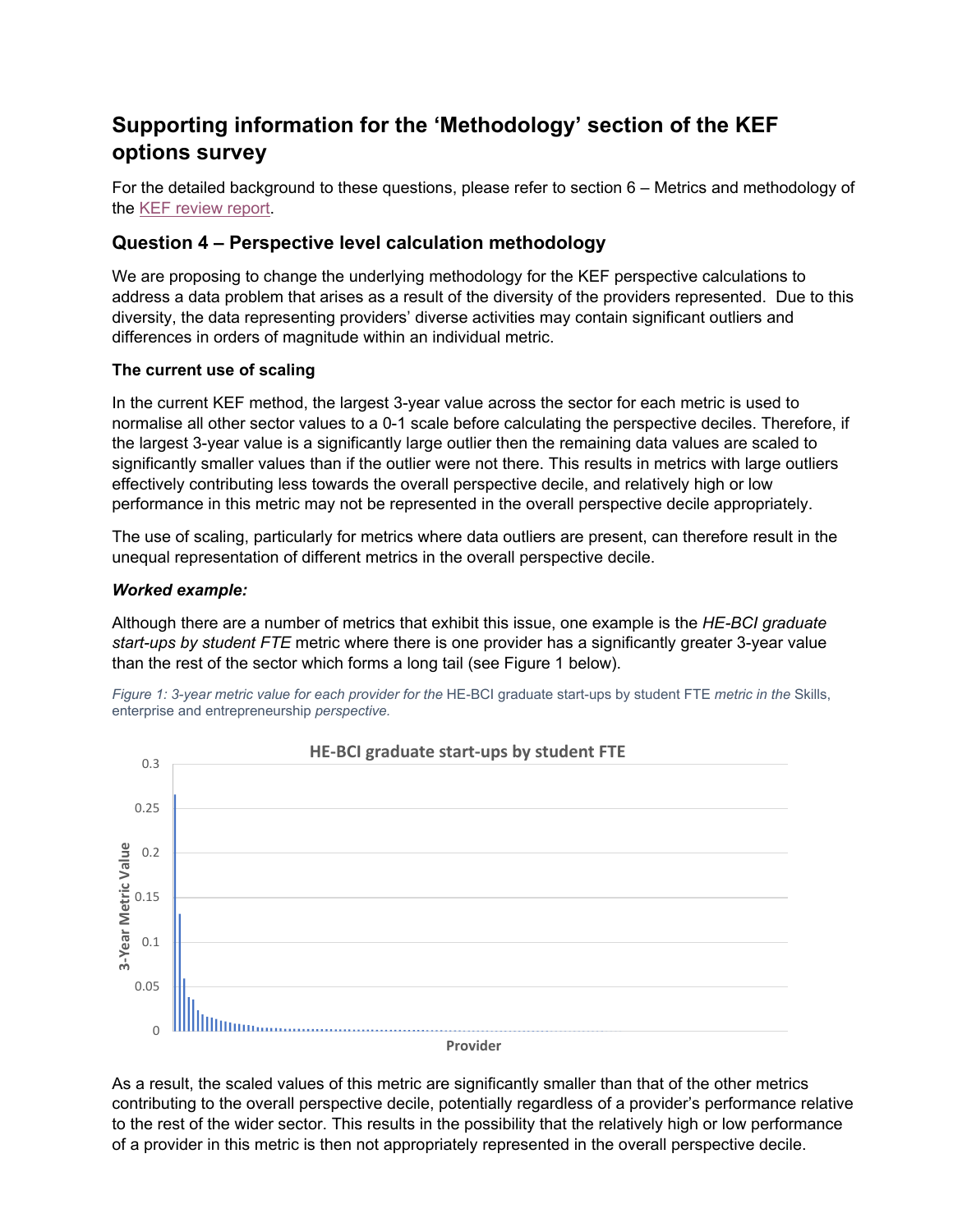# Supporting information for the 'Methodology' section of the KEF options survey

For the detailed background to these questions, please refer to section 6 – Metrics and methodology of the KEF review report.

## Question 4 – Perspective level calculation methodology

We are proposing to change the underlying methodology for the KEF perspective calculations to address a data problem that arises as a result of the diversity of the providers represented. Due to this diversity, the data representing providers' diverse activities may contain significant outliers and differences in orders of magnitude within an individual metric.

### The current use of scaling

In the current KEF method, the largest 3-year value across the sector for each metric is used to normalise all other sector values to a 0-1 scale before calculating the perspective deciles. Therefore, if the largest 3-year value is a significantly large outlier then the remaining data values are scaled to significantly smaller values than if the outlier were not there. This results in metrics with large outliers effectively contributing less towards the overall perspective decile, and relatively high or low performance in this metric may not be represented in the overall perspective decile appropriately.

The use of scaling, particularly for metrics where data outliers are present, can therefore result in the unequal representation of different metrics in the overall perspective decile.

***Worked example:***

Although there are a number of metrics that exhibit this issue, one example is the *HE-BCI graduate start-ups by student FTE* metric where there is one provider has a significantly greater 3-year value than the rest of the sector which forms a long tail (see Figure 1 below).

*Figure 1: 3-year metric value for each provider for the* HE-BCI graduate start-ups by student FTE *metric in the* Skills, enterprise and entrepreneurship *perspective.*

As a result, the scaled values of this metric are significantly smaller than that of the other metrics contributing to the overall perspective decile, potentially regardless of a provider's performance relative to the rest of the wider sector. This results in the possibility that the relatively high or low performance of a provider in this metric is then not appropriately represented in the overall perspective decile.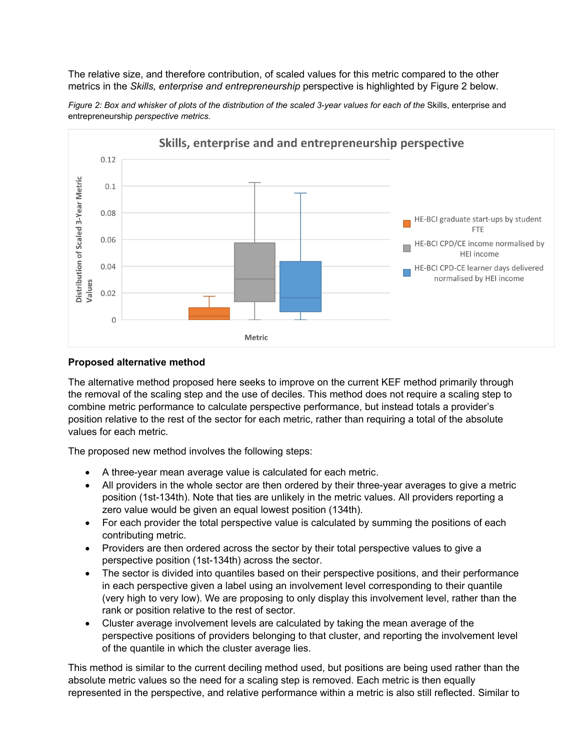The relative size, and therefore contribution, of scaled values for this metric compared to the other metrics in the *Skills, enterprise and entrepreneurship* perspective is highlighted by Figure 2 below.

*Figure 2: Box and whisker of plots of the distribution of the scaled 3-year values for each of the* Skills, enterprise and entrepreneurship *perspective metrics.*

Skills, enterprise and and entrepreneurship perspective

Distribution of Scaled 3-Year Metric Values

Metric

HE-BCI graduate start-ups by student FTE

HE-BCI CPD/CE income normalised by HEI income

HE-BCI CPD-CE learner days delivered normalised by HEI income

### Proposed alternative method

The alternative method proposed here seeks to improve on the current KEF method primarily through the removal of the scaling step and the use of deciles. This method does not require a scaling step to combine metric performance to calculate perspective performance, but instead totals a provider's position relative to the rest of the sector for each metric, rather than requiring a total of the absolute values for each metric.

The proposed new method involves the following steps:

- A three-year mean average value is calculated for each metric.
- All providers in the whole sector are then ordered by their three-year averages to give a metric position (1st-134th). Note that ties are unlikely in the metric values. All providers reporting a zero value would be given an equal lowest position (134th).
- For each provider the total perspective value is calculated by summing the positions of each contributing metric.
- Providers are then ordered across the sector by their total perspective values to give a perspective position (1st-134th) across the sector.
- The sector is divided into quantiles based on their perspective positions, and their performance in each perspective given a label using an involvement level corresponding to their quantile (very high to very low). We are proposing to only display this involvement level, rather than the rank or position relative to the rest of sector.
- Cluster average involvement levels are calculated by taking the mean average of the perspective positions of providers belonging to that cluster, and reporting the involvement level of the quantile in which the cluster average lies.

This method is similar to the current deciling method used, but positions are being used rather than the absolute metric values so the need for a scaling step is removed. Each metric is then equally represented in the perspective, and relative performance within a metric is also still reflected. Similar to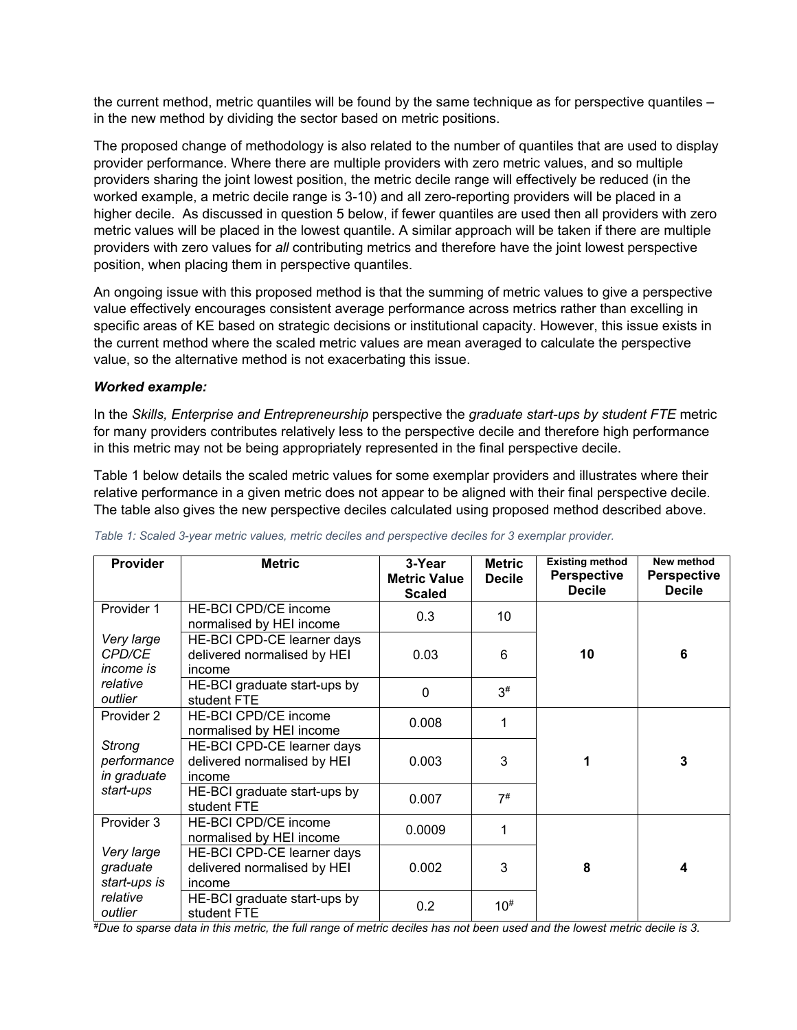the current method, metric quantiles will be found by the same technique as for perspective quantiles – in the new method by dividing the sector based on metric positions.

The proposed change of methodology is also related to the number of quantiles that are used to display provider performance. Where there are multiple providers with zero metric values, and so multiple providers sharing the joint lowest position, the metric decile range will effectively be reduced (in the worked example, a metric decile range is 3-10) and all zero-reporting providers will be placed in a higher decile. As discussed in question 5 below, if fewer quantiles are used then all providers with zero metric values will be placed in the lowest quantile. A similar approach will be taken if there are multiple providers with zero values for *all* contributing metrics and therefore have the joint lowest perspective position, when placing them in perspective quantiles.

An ongoing issue with this proposed method is that the summing of metric values to give a perspective value effectively encourages consistent average performance across metrics rather than excelling in specific areas of KE based on strategic decisions or institutional capacity. However, this issue exists in the current method where the scaled metric values are mean averaged to calculate the perspective value, so the alternative method is not exacerbating this issue.

***Worked example:***

In the *Skills, Enterprise and Entrepreneurship* perspective the *graduate start-ups by student FTE* metric for many providers contributes relatively less to the perspective decile and therefore high performance in this metric may not be being appropriately represented in the final perspective decile.

Table 1 below details the scaled metric values for some exemplar providers and illustrates where their relative performance in a given metric does not appear to be aligned with their final perspective decile. The table also gives the new perspective deciles calculated using proposed method described above.

*Table 1: Scaled 3-year metric values, metric deciles and perspective deciles for 3 exemplar provider.*

| Provider | Metric | 3-Year Metric Value Scaled | Metric Decile | Existing method Perspective Decile | New method Perspective Decile |
|---|---|---|---|---|---|
| Provider 1 *Very large CPD/CE income is relative outlier* | HE-BCI CPD/CE income normalised by HEI income | 0.3 | 10 | **10** | **6** |
| | HE-BCI CPD-CE learner days delivered normalised by HEI income | 0.03 | 6 | | |
| | HE-BCI graduate start-ups by student FTE | 0 | 3# | | |
| Provider 2 *Strong performance in graduate start-ups* | HE-BCI CPD/CE income normalised by HEI income | 0.008 | 1 | **1** | **3** |
| | HE-BCI CPD-CE learner days delivered normalised by HEI income | 0.003 | 3 | | |
| | HE-BCI graduate start-ups by student FTE | 0.007 | 7# | | |
| Provider 3 *Very large graduate start-ups is relative outlier* | HE-BCI CPD/CE income normalised by HEI income | 0.0009 | 1 | **8** | **4** |
| | HE-BCI CPD-CE learner days delivered normalised by HEI income | 0.002 | 3 | | |
| | HE-BCI graduate start-ups by student FTE | 0.2 | 10# | | |

*#Due to sparse data in this metric, the full range of metric deciles has not been used and the lowest metric decile is 3.*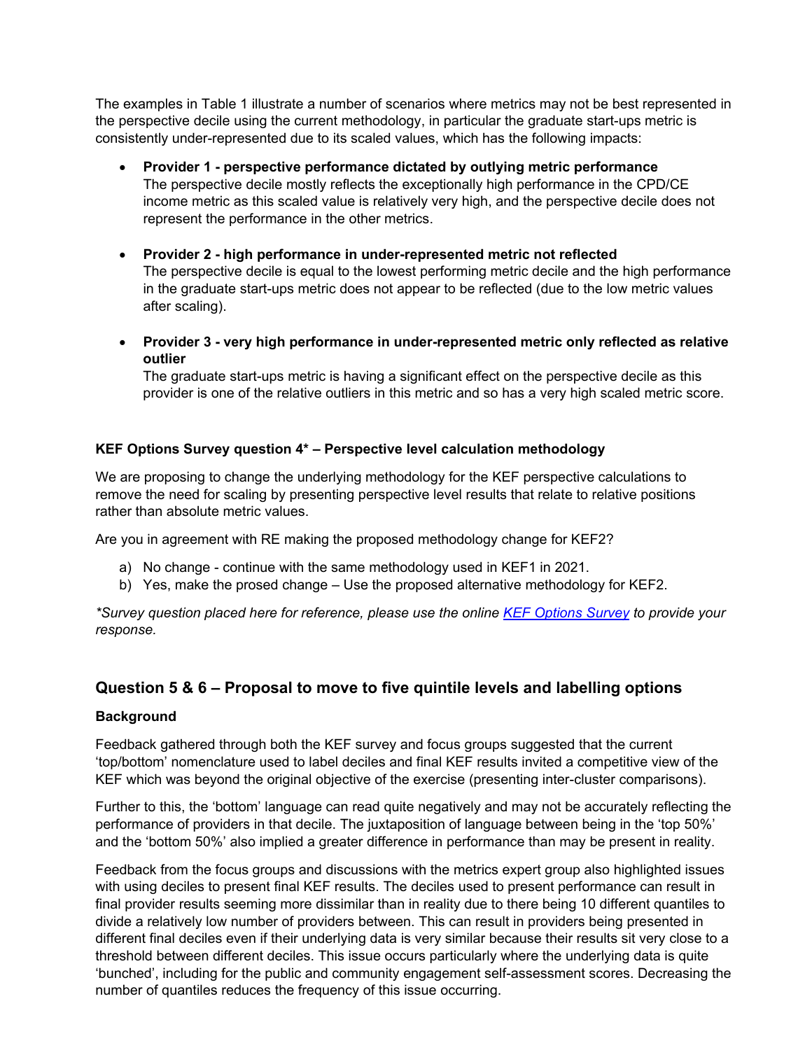The examples in Table 1 illustrate a number of scenarios where metrics may not be best represented in the perspective decile using the current methodology, in particular the graduate start-ups metric is consistently under-represented due to its scaled values, which has the following impacts:

- **Provider 1 - perspective performance dictated by outlying metric performance**
  The perspective decile mostly reflects the exceptionally high performance in the CPD/CE income metric as this scaled value is relatively very high, and the perspective decile does not represent the performance in the other metrics.

- **Provider 2 - high performance in under-represented metric not reflected**
  The perspective decile is equal to the lowest performing metric decile and the high performance in the graduate start-ups metric does not appear to be reflected (due to the low metric values after scaling).

- **Provider 3 - very high performance in under-represented metric only reflected as relative outlier**
  The graduate start-ups metric is having a significant effect on the perspective decile as this provider is one of the relative outliers in this metric and so has a very high scaled metric score.

**KEF Options Survey question 4* – Perspective level calculation methodology**

We are proposing to change the underlying methodology for the KEF perspective calculations to remove the need for scaling by presenting perspective level results that relate to relative positions rather than absolute metric values.

Are you in agreement with RE making the proposed methodology change for KEF2?

a) No change - continue with the same methodology used in KEF1 in 2021.
b) Yes, make the prosed change – Use the proposed alternative methodology for KEF2.

*\*Survey question placed here for reference, please use the online KEF Options Survey to provide your response.*

## Question 5 & 6 – Proposal to move to five quintile levels and labelling options

**Background**

Feedback gathered through both the KEF survey and focus groups suggested that the current 'top/bottom' nomenclature used to label deciles and final KEF results invited a competitive view of the KEF which was beyond the original objective of the exercise (presenting inter-cluster comparisons).

Further to this, the 'bottom' language can read quite negatively and may not be accurately reflecting the performance of providers in that decile. The juxtaposition of language between being in the 'top 50%' and the 'bottom 50%' also implied a greater difference in performance than may be present in reality.

Feedback from the focus groups and discussions with the metrics expert group also highlighted issues with using deciles to present final KEF results. The deciles used to present performance can result in final provider results seeming more dissimilar than in reality due to there being 10 different quantiles to divide a relatively low number of providers between. This can result in providers being presented in different final deciles even if their underlying data is very similar because their results sit very close to a threshold between different deciles. This issue occurs particularly where the underlying data is quite 'bunched', including for the public and community engagement self-assessment scores. Decreasing the number of quantiles reduces the frequency of this issue occurring.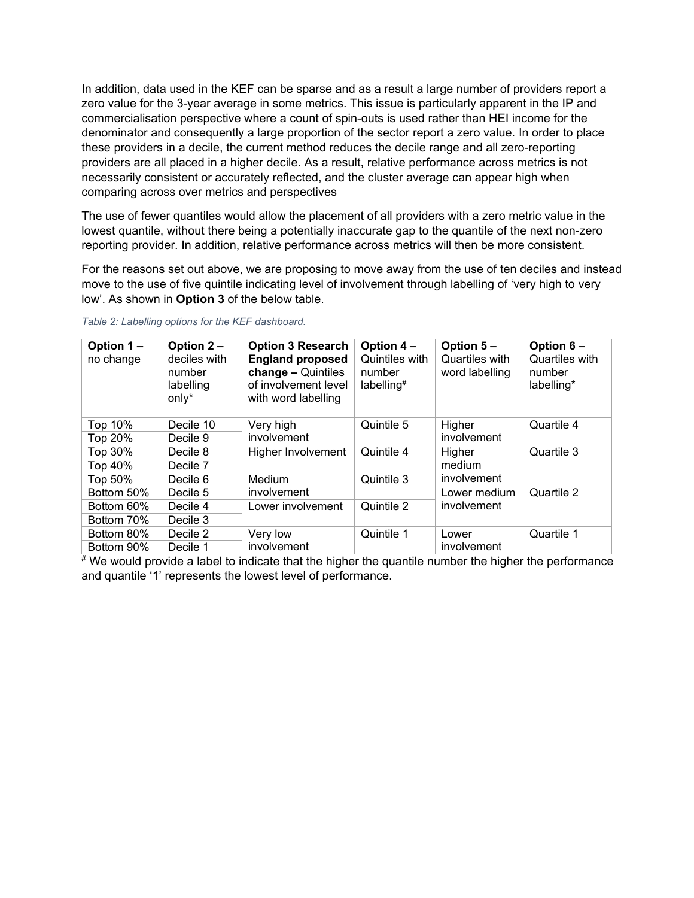In addition, data used in the KEF can be sparse and as a result a large number of providers report a zero value for the 3-year average in some metrics. This issue is particularly apparent in the IP and commercialisation perspective where a count of spin-outs is used rather than HEI income for the denominator and consequently a large proportion of the sector report a zero value. In order to place these providers in a decile, the current method reduces the decile range and all zero-reporting providers are all placed in a higher decile. As a result, relative performance across metrics is not necessarily consistent or accurately reflected, and the cluster average can appear high when comparing across over metrics and perspectives

The use of fewer quantiles would allow the placement of all providers with a zero metric value in the lowest quantile, without there being a potentially inaccurate gap to the quantile of the next non-zero reporting provider. In addition, relative performance across metrics will then be more consistent.

For the reasons set out above, we are proposing to move away from the use of ten deciles and instead move to the use of five quintile indicating level of involvement through labelling of 'very high to very low'. As shown in **Option 3** of the below table.

*Table 2: Labelling options for the KEF dashboard.*

| **Option 1 –** no change | **Option 2 –** deciles with number labelling only* | **Option 3 Research England proposed change –** Quintiles of involvement level with word labelling | **Option 4 –** Quintiles with number labelling# | **Option 5 –** Quartiles with word labelling | **Option 6 –** Quartiles with number labelling* |
|---|---|---|---|---|---|
| Top 10% | Decile 10 | Very high involvement | Quintile 5 | Higher involvement | Quartile 4 |
| Top 20% | Decile 9 | | | | |
| Top 30% | Decile 8 | Higher Involvement | Quintile 4 | Higher medium involvement | Quartile 3 |
| Top 40% | Decile 7 | | | | |
| Top 50% | Decile 6 | Medium involvement | Quintile 3 | | |
| Bottom 50% | Decile 5 | | | Lower medium involvement | Quartile 2 |
| Bottom 60% | Decile 4 | Lower involvement | Quintile 2 | | |
| Bottom 70% | Decile 3 | | | | |
| Bottom 80% | Decile 2 | Very low involvement | Quintile 1 | Lower involvement | Quartile 1 |
| Bottom 90% | Decile 1 | | | | |

# We would provide a label to indicate that the higher the quantile number the higher the performance and quantile '1' represents the lowest level of performance.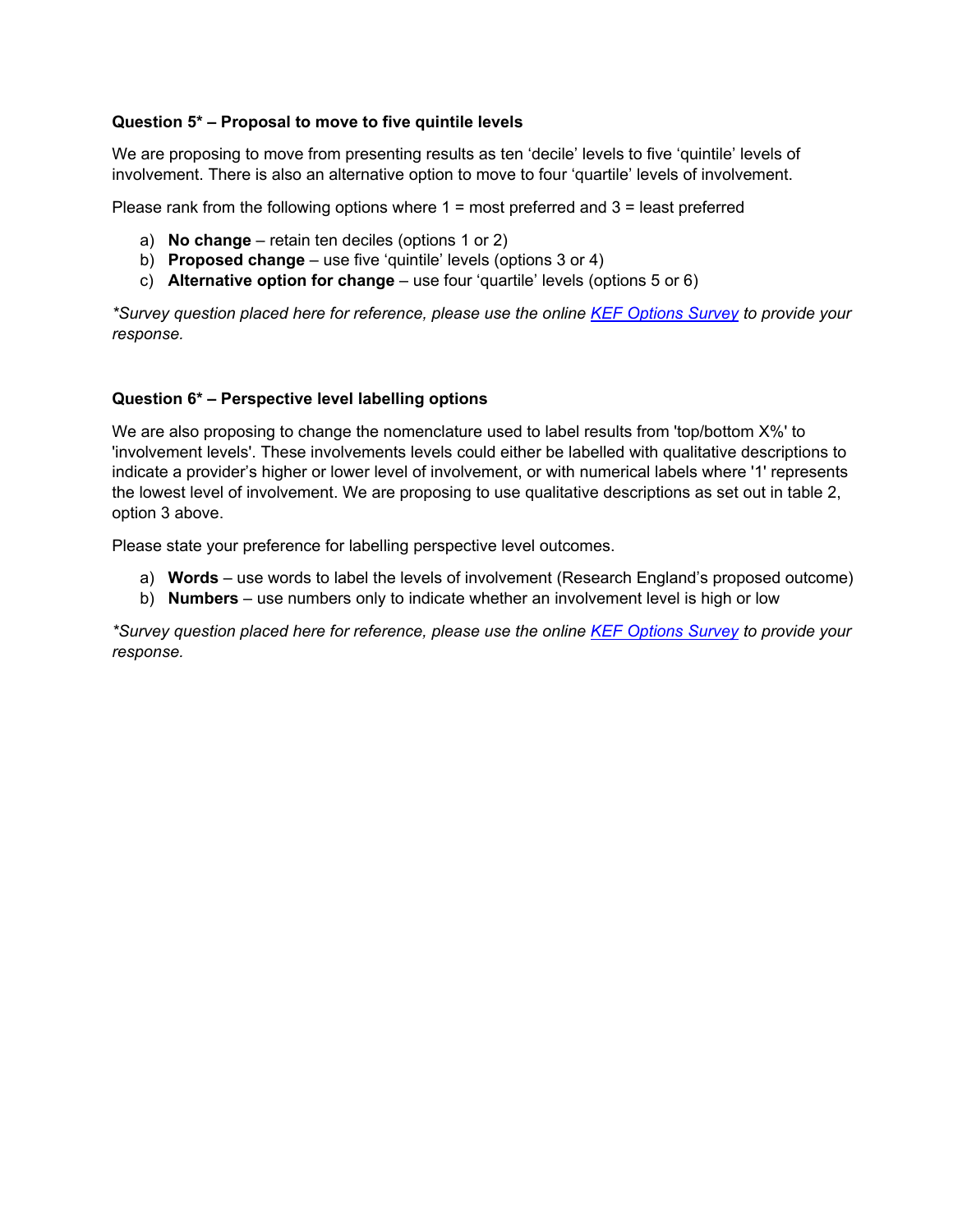**Question 5* – Proposal to move to five quintile levels**

We are proposing to move from presenting results as ten 'decile' levels to five 'quintile' levels of involvement. There is also an alternative option to move to four 'quartile' levels of involvement.

Please rank from the following options where 1 = most preferred and 3 = least preferred

a) **No change** – retain ten deciles (options 1 or 2)
b) **Proposed change** – use five 'quintile' levels (options 3 or 4)
c) **Alternative option for change** – use four 'quartile' levels (options 5 or 6)

*Survey question placed here for reference, please use the online [KEF Options Survey] to provide your response.*

**Question 6* – Perspective level labelling options**

We are also proposing to change the nomenclature used to label results from 'top/bottom X%' to 'involvement levels'. These involvements levels could either be labelled with qualitative descriptions to indicate a provider's higher or lower level of involvement, or with numerical labels where '1' represents the lowest level of involvement. We are proposing to use qualitative descriptions as set out in table 2, option 3 above.

Please state your preference for labelling perspective level outcomes.

a) **Words** – use words to label the levels of involvement (Research England's proposed outcome)
b) **Numbers** – use numbers only to indicate whether an involvement level is high or low

*Survey question placed here for reference, please use the online [KEF Options Survey] to provide your response.*